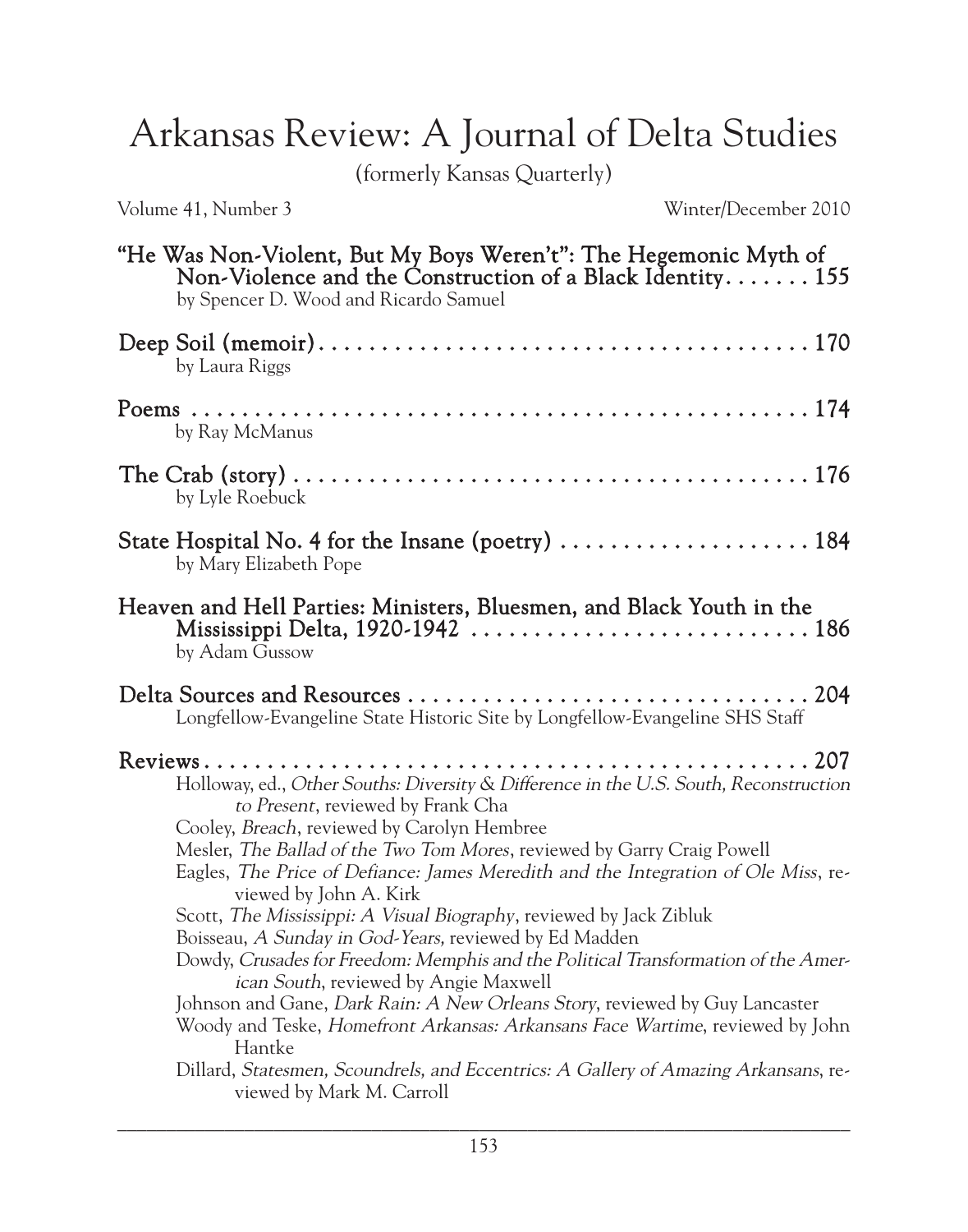# Arkansas Review: A Journal of Delta Studies

(formerly Kansas Quarterly)

Volume 41, Number 3 Winter/December 2010

**"He Was Non-Violent, But My Boys Weren't": The Hegemonic Myth of Non-Violence and the Construction of a Black Identity** . . . . . . . 155
by Spencer D. Wood and Ricardo Samuel

**Deep Soil (memoir)** . . . . . . . . . . . . . . . . . . . . . . . . . . . . . . . . . . . . . . . . 170
by Laura Riggs

**Poems** . . . . . . . . . . . . . . . . . . . . . . . . . . . . . . . . . . . . . . . . . . . . . . . . . 174
by Ray McManus

**The Crab (story)** . . . . . . . . . . . . . . . . . . . . . . . . . . . . . . . . . . . . . . . . . . 176
by Lyle Roebuck

**State Hospital No. 4 for the Insane (poetry)** . . . . . . . . . . . . . . . . . . . . 184
by Mary Elizabeth Pope

**Heaven and Hell Parties: Ministers, Bluesmen, and Black Youth in the Mississippi Delta, 1920-1942** . . . . . . . . . . . . . . . . . . . . . . . . . . . 186
by Adam Gussow

**Delta Sources and Resources** . . . . . . . . . . . . . . . . . . . . . . . . . . . . . . . . 204
Longfellow-Evangeline State Historic Site by Longfellow-Evangeline SHS Staff

**Reviews** . . . . . . . . . . . . . . . . . . . . . . . . . . . . . . . . . . . . . . . . . . . . . . . . 207

- Holloway, ed., *Other Souths: Diversity & Difference in the U.S. South, Reconstruction to Present*, reviewed by Frank Cha
- Cooley, *Breach*, reviewed by Carolyn Hembree
- Mesler, *The Ballad of the Two Tom Mores*, reviewed by Garry Craig Powell
- Eagles, *The Price of Defiance: James Meredith and the Integration of Ole Miss*, reviewed by John A. Kirk
- Scott, *The Mississippi: A Visual Biography*, reviewed by Jack Zibluk
- Boisseau, *A Sunday in God-Years,* reviewed by Ed Madden
- Dowdy, *Crusades for Freedom: Memphis and the Political Transformation of the American South*, reviewed by Angie Maxwell
- Johnson and Gane, *Dark Rain: A New Orleans Story*, reviewed by Guy Lancaster
- Woody and Teske, *Homefront Arkansas: Arkansans Face Wartime*, reviewed by John Hantke
- Dillard, *Statesmen, Scoundrels, and Eccentrics: A Gallery of Amazing Arkansans*, reviewed by Mark M. Carroll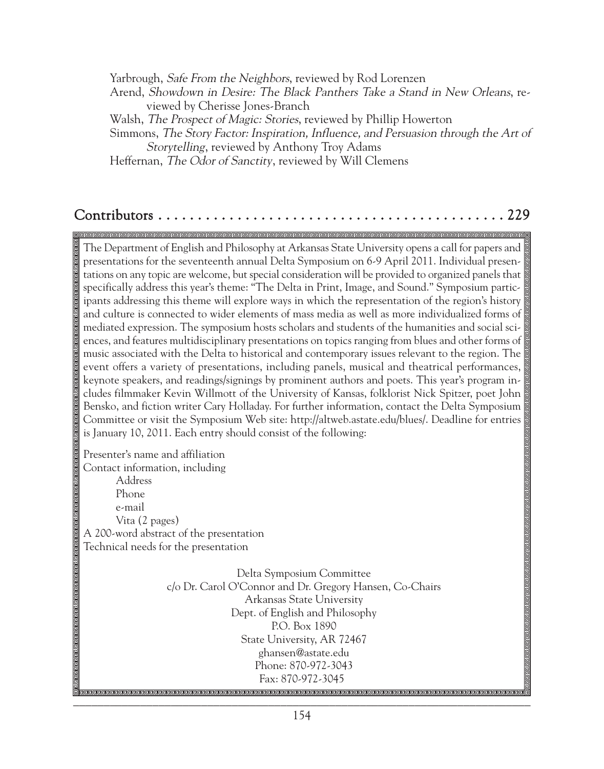Yarbrough, *Safe From the Neighbors*, reviewed by Rod Lorenzen
Arend, *Showdown in Desire: The Black Panthers Take a Stand in New Orleans*, reviewed by Cherisse Jones-Branch
Walsh, *The Prospect of Magic: Stories*, reviewed by Phillip Howerton
Simmons, *The Story Factor: Inspiration, Influence, and Persuasion through the Art of Storytelling*, reviewed by Anthony Troy Adams
Heffernan, *The Odor of Sanctity*, reviewed by Will Clemens

## Contributors . . . . . . . . . . . . . . . . . . . . . . . . . . . . . . . . . . . . . . . . . . . . 229

The Department of English and Philosophy at Arkansas State University opens a call for papers and presentations for the seventeenth annual Delta Symposium on 6-9 April 2011. Individual presentations on any topic are welcome, but special consideration will be provided to organized panels that specifically address this year's theme: "The Delta in Print, Image, and Sound." Symposium participants addressing this theme will explore ways in which the representation of the region's history and culture is connected to wider elements of mass media as well as more individualized forms of mediated expression. The symposium hosts scholars and students of the humanities and social sciences, and features multidisciplinary presentations on topics ranging from blues and other forms of music associated with the Delta to historical and contemporary issues relevant to the region. The event offers a variety of presentations, including panels, musical and theatrical performances, keynote speakers, and readings/signings by prominent authors and poets. This year's program includes filmmaker Kevin Willmott of the University of Kansas, folklorist Nick Spitzer, poet John Bensko, and fiction writer Cary Holladay. For further information, contact the Delta Symposium Committee or visit the Symposium Web site: http://altweb.astate.edu/blues/. Deadline for entries is January 10, 2011. Each entry should consist of the following:

Presenter's name and affiliation
Contact information, including
- Address
- Phone
- e-mail
- Vita (2 pages)

A 200-word abstract of the presentation
Technical needs for the presentation

Delta Symposium Committee
c/o Dr. Carol O'Connor and Dr. Gregory Hansen, Co-Chairs
Arkansas State University
Dept. of English and Philosophy
P.O. Box 1890
State University, AR 72467
ghansen@astate.edu
Phone: 870-972-3043
Fax: 870-972-3045